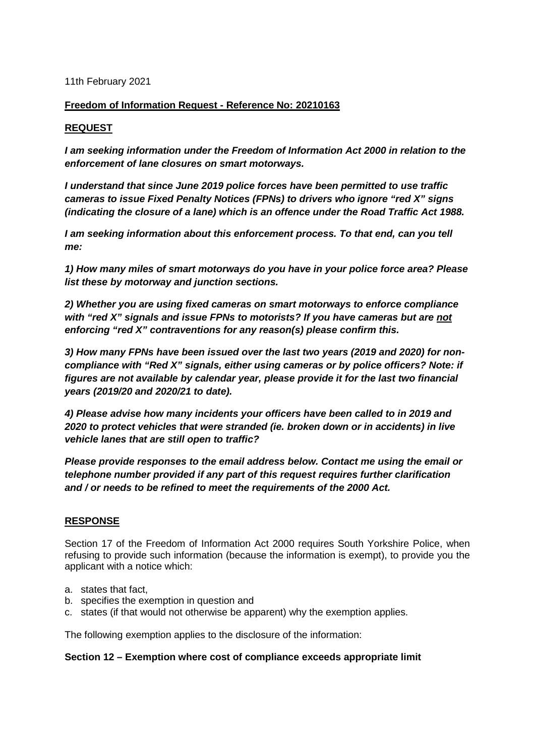11th February 2021

**<u>Freedom of Information Request - Reference No: 20210163</u>**

**<u>REQUEST</u>**

***I am seeking information under the Freedom of Information Act 2000 in relation to the enforcement of lane closures on smart motorways.***

***I understand that since June 2019 police forces have been permitted to use traffic cameras to issue Fixed Penalty Notices (FPNs) to drivers who ignore "red X" signs (indicating the closure of a lane) which is an offence under the Road Traffic Act 1988.***

***I am seeking information about this enforcement process. To that end, can you tell me:***

***1) How many miles of smart motorways do you have in your police force area? Please list these by motorway and junction sections.***

***2) Whether you are using fixed cameras on smart motorways to enforce compliance with "red X" signals and issue FPNs to motorists? If you have cameras but are <u>not</u> enforcing "red X" contraventions for any reason(s) please confirm this.***

***3) How many FPNs have been issued over the last two years (2019 and 2020) for non-compliance with "Red X" signals, either using cameras or by police officers? Note: if figures are not available by calendar year, please provide it for the last two financial years (2019/20 and 2020/21 to date).***

***4) Please advise how many incidents your officers have been called to in 2019 and 2020 to protect vehicles that were stranded (ie. broken down or in accidents) in live vehicle lanes that are still open to traffic?***

***Please provide responses to the email address below. Contact me using the email or telephone number provided if any part of this request requires further clarification and / or needs to be refined to meet the requirements of the 2000 Act.***

**<u>RESPONSE</u>**

Section 17 of the Freedom of Information Act 2000 requires South Yorkshire Police, when refusing to provide such information (because the information is exempt), to provide you the applicant with a notice which:

a. states that fact,
b. specifies the exemption in question and
c. states (if that would not otherwise be apparent) why the exemption applies.

The following exemption applies to the disclosure of the information:

**Section 12 – Exemption where cost of compliance exceeds appropriate limit**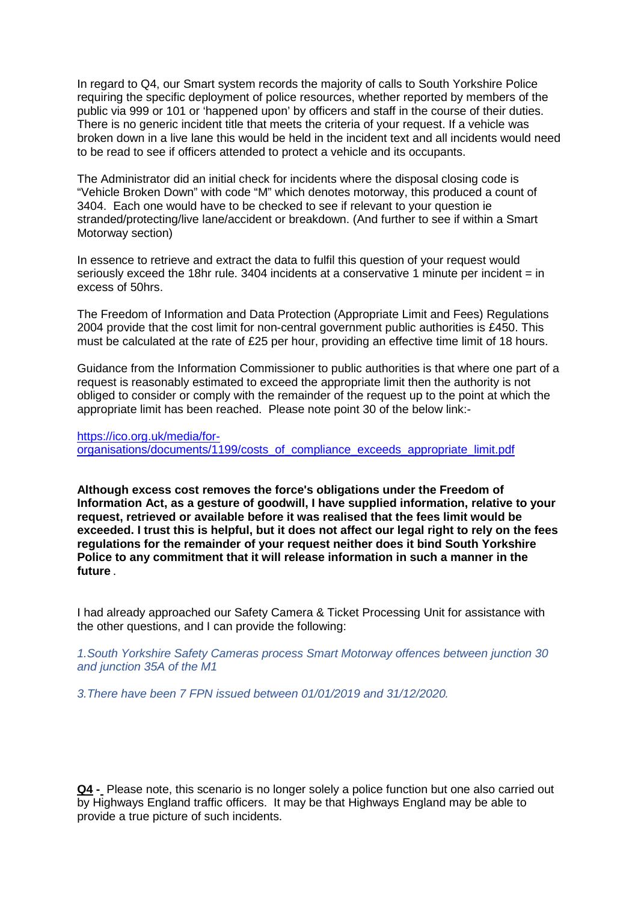In regard to Q4, our Smart system records the majority of calls to South Yorkshire Police requiring the specific deployment of police resources, whether reported by members of the public via 999 or 101 or 'happened upon' by officers and staff in the course of their duties. There is no generic incident title that meets the criteria of your request. If a vehicle was broken down in a live lane this would be held in the incident text and all incidents would need to be read to see if officers attended to protect a vehicle and its occupants.

The Administrator did an initial check for incidents where the disposal closing code is "Vehicle Broken Down" with code "M" which denotes motorway, this produced a count of 3404. Each one would have to be checked to see if relevant to your question ie stranded/protecting/live lane/accident or breakdown. (And further to see if within a Smart Motorway section)

In essence to retrieve and extract the data to fulfil this question of your request would seriously exceed the 18hr rule. 3404 incidents at a conservative 1 minute per incident = in excess of 50hrs.

The Freedom of Information and Data Protection (Appropriate Limit and Fees) Regulations 2004 provide that the cost limit for non-central government public authorities is £450. This must be calculated at the rate of £25 per hour, providing an effective time limit of 18 hours.

Guidance from the Information Commissioner to public authorities is that where one part of a request is reasonably estimated to exceed the appropriate limit then the authority is not obliged to consider or comply with the remainder of the request up to the point at which the appropriate limit has been reached. Please note point 30 of the below link:-

https://ico.org.uk/media/for-organisations/documents/1199/costs_of_compliance_exceeds_appropriate_limit.pdf

**Although excess cost removes the force's obligations under the Freedom of Information Act, as a gesture of goodwill, I have supplied information, relative to your request, retrieved or available before it was realised that the fees limit would be exceeded. I trust this is helpful, but it does not affect our legal right to rely on the fees regulations for the remainder of your request neither does it bind South Yorkshire Police to any commitment that it will release information in such a manner in the future**.

I had already approached our Safety Camera & Ticket Processing Unit for assistance with the other questions, and I can provide the following:

*1.South Yorkshire Safety Cameras process Smart Motorway offences between junction 30 and junction 35A of the M1*

*3.There have been 7 FPN issued between 01/01/2019 and 31/12/2020.*

**Q4 -** Please note, this scenario is no longer solely a police function but one also carried out by Highways England traffic officers. It may be that Highways England may be able to provide a true picture of such incidents.